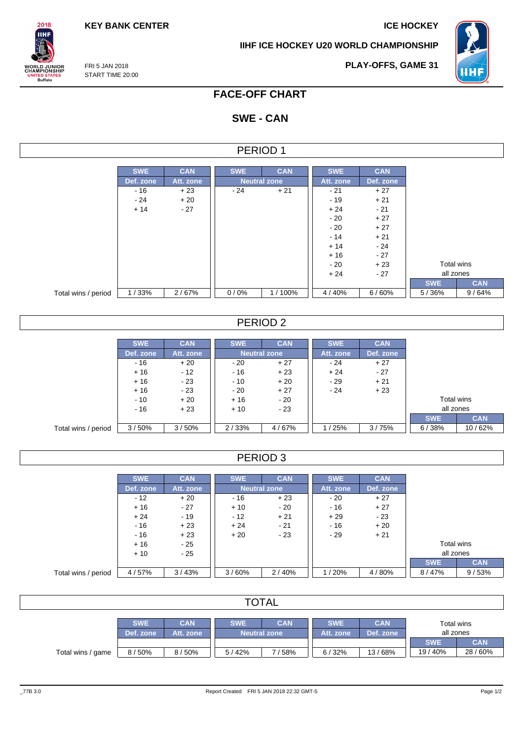**KEY BANK CENTER**

**ICE HOCKEY**

**IIHF ICE HOCKEY U20 WORLD CHAMPIONSHIP**

FRI 5 JAN 2018
START TIME 20:00

**PLAY-OFFS, GAME 31**

# FACE-OFF CHART

## SWE - CAN

### PERIOD 1

| | SWE Def. zone | CAN Att. zone | SWE Neutral zone | CAN Neutral zone | SWE Att. zone | CAN Def. zone | Total wins all zones SWE | Total wins all zones CAN |
|---|---|---|---|---|---|---|---|---|
| | - 16 | + 23 | - 24 | + 21 | - 21 | + 27 | | |
| | - 24 | + 20 | | | - 19 | + 21 | | |
| | + 14 | - 27 | | | + 24 | - 21 | | |
| | | | | | - 20 | + 27 | | |
| | | | | | - 20 | + 27 | | |
| | | | | | - 14 | + 21 | | |
| | | | | | + 14 | - 24 | | |
| | | | | | + 16 | - 27 | | |
| | | | | | - 20 | + 23 | | |
| | | | | | + 24 | - 27 | | |
| Total wins / period | 1 / 33% | 2 / 67% | 0 / 0% | 1 / 100% | 4 / 40% | 6 / 60% | 5 / 36% | 9 / 64% |

### PERIOD 2

| | SWE Def. zone | CAN Att. zone | SWE Neutral zone | CAN Neutral zone | SWE Att. zone | CAN Def. zone | Total wins all zones SWE | Total wins all zones CAN |
|---|---|---|---|---|---|---|---|---|
| | - 16 | + 20 | - 20 | + 27 | - 24 | + 27 | | |
| | + 16 | - 12 | - 16 | + 23 | + 24 | - 27 | | |
| | + 16 | - 23 | - 10 | + 20 | - 29 | + 21 | | |
| | + 16 | - 23 | - 20 | + 27 | - 24 | + 23 | | |
| | - 10 | + 20 | + 16 | - 20 | | | | |
| | - 16 | + 23 | + 10 | - 23 | | | | |
| Total wins / period | 3 / 50% | 3 / 50% | 2 / 33% | 4 / 67% | 1 / 25% | 3 / 75% | 6 / 38% | 10 / 62% |

### PERIOD 3

| | SWE Def. zone | CAN Att. zone | SWE Neutral zone | CAN Neutral zone | SWE Att. zone | CAN Def. zone | Total wins all zones SWE | Total wins all zones CAN |
|---|---|---|---|---|---|---|---|---|
| | - 12 | + 20 | - 16 | + 23 | - 20 | + 27 | | |
| | + 16 | - 27 | + 10 | - 20 | - 16 | + 27 | | |
| | + 24 | - 19 | - 12 | + 21 | + 29 | - 23 | | |
| | - 16 | + 23 | + 24 | - 21 | - 16 | + 20 | | |
| | - 16 | + 23 | + 20 | - 23 | - 29 | + 21 | | |
| | + 16 | - 25 | | | | | | |
| | + 10 | - 25 | | | | | | |
| Total wins / period | 4 / 57% | 3 / 43% | 3 / 60% | 2 / 40% | 1 / 20% | 4 / 80% | 8 / 47% | 9 / 53% |

### TOTAL

| | SWE Def. zone | CAN Att. zone | SWE Neutral zone | CAN Neutral zone | SWE Att. zone | CAN Def. zone | Total wins all zones SWE | Total wins all zones CAN |
|---|---|---|---|---|---|---|---|---|
| Total wins / game | 8 / 50% | 8 / 50% | 5 / 42% | 7 / 58% | 6 / 32% | 13 / 68% | 19 / 40% | 28 / 60% |

_77B 3.0 Report Created FRI 5 JAN 2018 22:32 GMT-5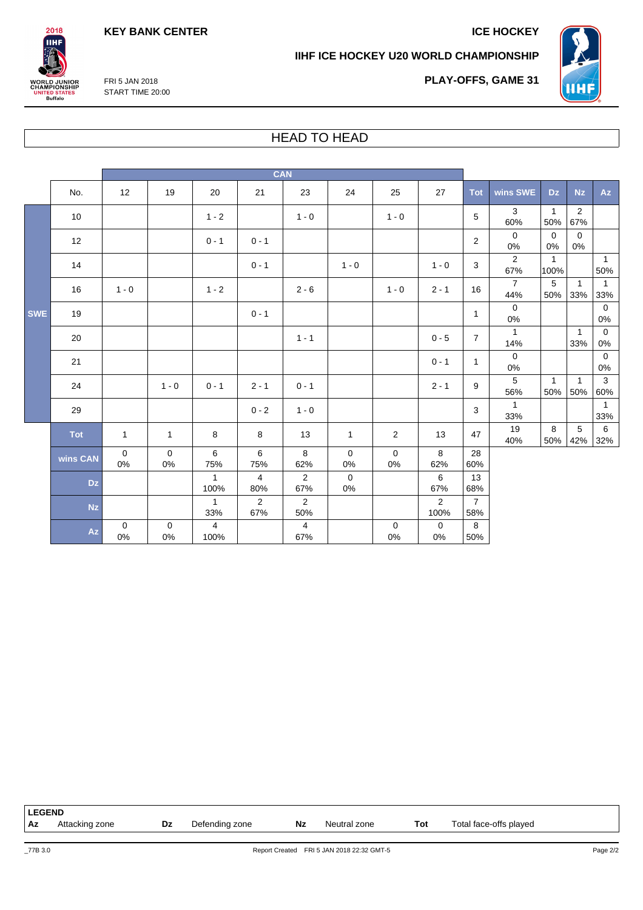**KEY BANK CENTER**

**ICE HOCKEY**

**IIHF ICE HOCKEY U20 WORLD CHAMPIONSHIP**

FRI 5 JAN 2018
START TIME 20:00

**PLAY-OFFS, GAME 31**

# HEAD TO HEAD

| | | CAN | | | | | | | | | | | | |
|---|---|---|---|---|---|---|---|---|---|---|---|---|---|---|
| | No. | 12 | 19 | 20 | 21 | 23 | 24 | 25 | 27 | Tot | wins SWE | Dz | Nz | Az |
| SWE | 10 | | | 1 - 2 | | 1 - 0 | | 1 - 0 | | 5 | 3 60% | 1 50% | 2 67% | |
| | 12 | | | 0 - 1 | 0 - 1 | | | | | 2 | 0 0% | 0 0% | 0 0% | |
| | 14 | | | | 0 - 1 | | 1 - 0 | | 1 - 0 | 3 | 2 67% | 1 100% | | 1 50% |
| | 16 | 1 - 0 | | 1 - 2 | | 2 - 6 | | 1 - 0 | 2 - 1 | 16 | 7 44% | 5 50% | 1 33% | 1 33% |
| | 19 | | | | 0 - 1 | | | | | 1 | 0 0% | | | 0 0% |
| | 20 | | | | | 1 - 1 | | | 0 - 5 | 7 | 1 14% | | 1 33% | 0 0% |
| | 21 | | | | | | | | 0 - 1 | 1 | 0 0% | | | 0 0% |
| | 24 | | 1 - 0 | 0 - 1 | 2 - 1 | 0 - 1 | | | 2 - 1 | 9 | 5 56% | 1 50% | 1 50% | 3 60% |
| | 29 | | | | 0 - 2 | 1 - 0 | | | | 3 | 1 33% | | | 1 33% |
| | Tot | 1 | 1 | 8 | 8 | 13 | 1 | 2 | 13 | 47 | 19 40% | 8 50% | 5 42% | 6 32% |
| | wins CAN | 0 0% | 0 0% | 6 75% | 6 75% | 8 62% | 0 0% | 0 0% | 8 62% | 28 60% | | | | |
| | Dz | | | 1 100% | 4 80% | 2 67% | 0 0% | | 6 67% | 13 68% | | | | |
| | Nz | | | 1 33% | 2 67% | 2 50% | | | 2 100% | 7 58% | | | | |
| | Az | 0 0% | 0 0% | 4 100% | | 4 67% | | 0 0% | 0 0% | 8 50% | | | | |

**LEGEND**

| | | | | | | | |
|---|---|---|---|---|---|---|---|
| **Az** | Attacking zone | **Dz** | Defending zone | **Nz** | Neutral zone | **Tot** | Total face-offs played |

_77B 3.0 Report Created FRI 5 JAN 2018 22:32 GMT-5